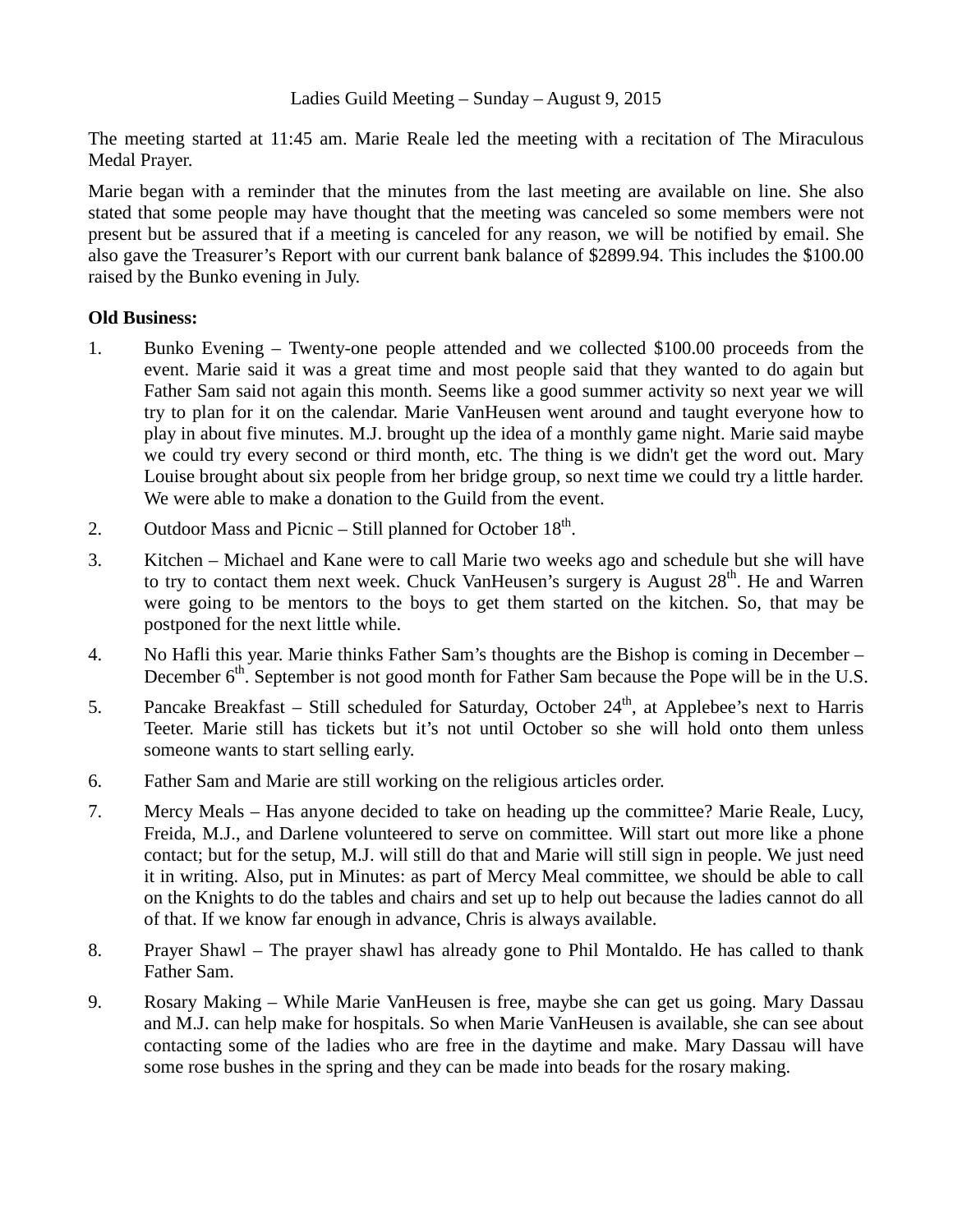Ladies Guild Meeting – Sunday – August 9, 2015

The meeting started at 11:45 am. Marie Reale led the meeting with a recitation of The Miraculous Medal Prayer.

Marie began with a reminder that the minutes from the last meeting are available on line. She also stated that some people may have thought that the meeting was canceled so some members were not present but be assured that if a meeting is canceled for any reason, we will be notified by email. She also gave the Treasurer's Report with our current bank balance of $2899.94. This includes the $100.00 raised by the Bunko evening in July.

**Old Business:**

1. Bunko Evening – Twenty-one people attended and we collected $100.00 proceeds from the event. Marie said it was a great time and most people said that they wanted to do again but Father Sam said not again this month. Seems like a good summer activity so next year we will try to plan for it on the calendar. Marie VanHeusen went around and taught everyone how to play in about five minutes. M.J. brought up the idea of a monthly game night. Marie said maybe we could try every second or third month, etc. The thing is we didn't get the word out. Mary Louise brought about six people from her bridge group, so next time we could try a little harder. We were able to make a donation to the Guild from the event.
2. Outdoor Mass and Picnic – Still planned for October 18th.
3. Kitchen – Michael and Kane were to call Marie two weeks ago and schedule but she will have to try to contact them next week. Chuck VanHeusen's surgery is August 28th. He and Warren were going to be mentors to the boys to get them started on the kitchen. So, that may be postponed for the next little while.
4. No Hafli this year. Marie thinks Father Sam's thoughts are the Bishop is coming in December – December 6th. September is not good month for Father Sam because the Pope will be in the U.S.
5. Pancake Breakfast – Still scheduled for Saturday, October 24th, at Applebee's next to Harris Teeter. Marie still has tickets but it's not until October so she will hold onto them unless someone wants to start selling early.
6. Father Sam and Marie are still working on the religious articles order.
7. Mercy Meals – Has anyone decided to take on heading up the committee? Marie Reale, Lucy, Freida, M.J., and Darlene volunteered to serve on committee. Will start out more like a phone contact; but for the setup, M.J. will still do that and Marie will still sign in people. We just need it in writing. Also, put in Minutes: as part of Mercy Meal committee, we should be able to call on the Knights to do the tables and chairs and set up to help out because the ladies cannot do all of that. If we know far enough in advance, Chris is always available.
8. Prayer Shawl – The prayer shawl has already gone to Phil Montaldo. He has called to thank Father Sam.
9. Rosary Making – While Marie VanHeusen is free, maybe she can get us going. Mary Dassau and M.J. can help make for hospitals. So when Marie VanHeusen is available, she can see about contacting some of the ladies who are free in the daytime and make. Mary Dassau will have some rose bushes in the spring and they can be made into beads for the rosary making.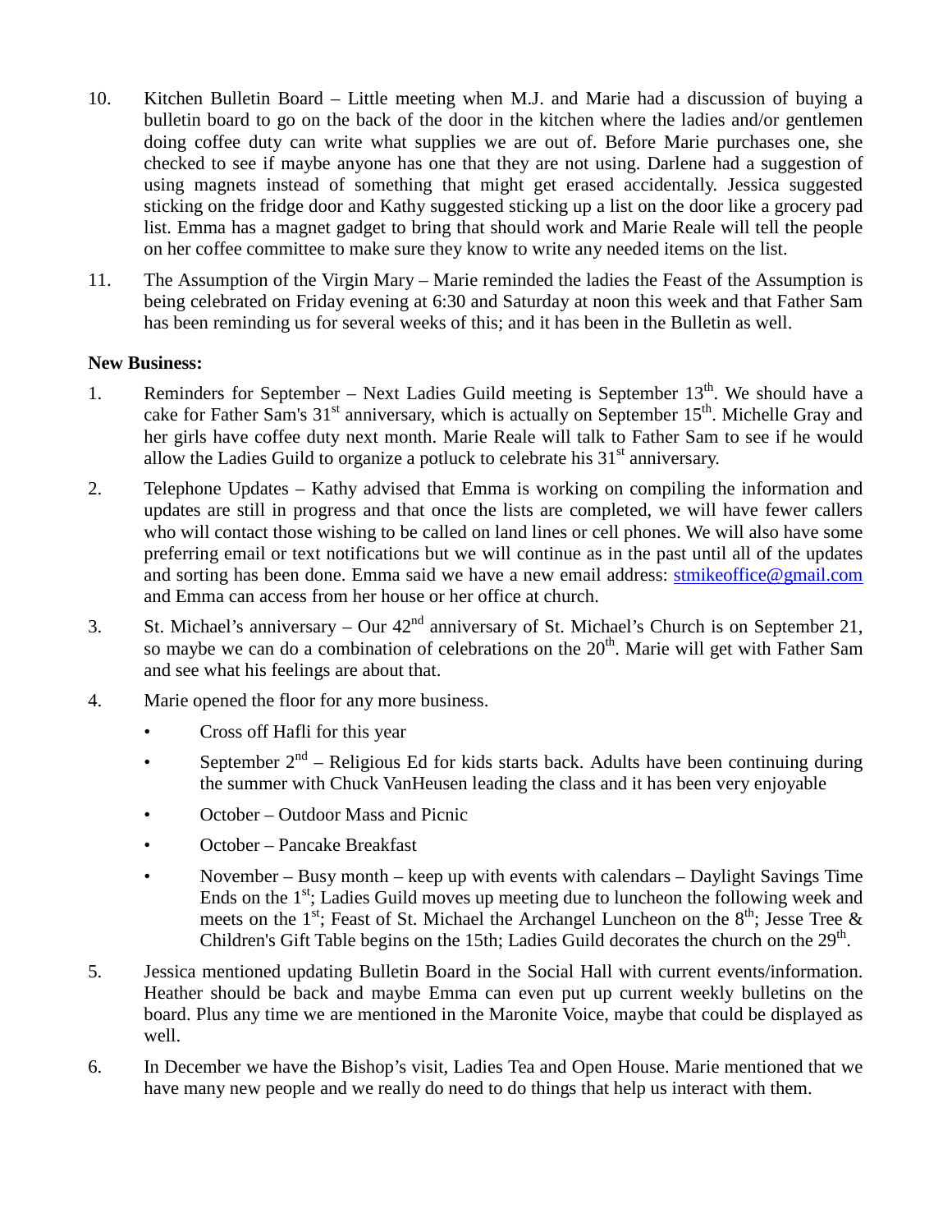10. Kitchen Bulletin Board – Little meeting when M.J. and Marie had a discussion of buying a bulletin board to go on the back of the door in the kitchen where the ladies and/or gentlemen doing coffee duty can write what supplies we are out of. Before Marie purchases one, she checked to see if maybe anyone has one that they are not using. Darlene had a suggestion of using magnets instead of something that might get erased accidentally. Jessica suggested sticking on the fridge door and Kathy suggested sticking up a list on the door like a grocery pad list. Emma has a magnet gadget to bring that should work and Marie Reale will tell the people on her coffee committee to make sure they know to write any needed items on the list.

11. The Assumption of the Virgin Mary – Marie reminded the ladies the Feast of the Assumption is being celebrated on Friday evening at 6:30 and Saturday at noon this week and that Father Sam has been reminding us for several weeks of this; and it has been in the Bulletin as well.

**New Business:**

1. Reminders for September – Next Ladies Guild meeting is September 13th. We should have a cake for Father Sam's 31st anniversary, which is actually on September 15th. Michelle Gray and her girls have coffee duty next month. Marie Reale will talk to Father Sam to see if he would allow the Ladies Guild to organize a potluck to celebrate his 31st anniversary.

2. Telephone Updates – Kathy advised that Emma is working on compiling the information and updates are still in progress and that once the lists are completed, we will have fewer callers who will contact those wishing to be called on land lines or cell phones. We will also have some preferring email or text notifications but we will continue as in the past until all of the updates and sorting has been done. Emma said we have a new email address: stmikeoffice@gmail.com and Emma can access from her house or her office at church.

3. St. Michael's anniversary – Our 42nd anniversary of St. Michael's Church is on September 21, so maybe we can do a combination of celebrations on the 20th. Marie will get with Father Sam and see what his feelings are about that.

4. Marie opened the floor for any more business.
   - Cross off Hafli for this year
   - September 2nd – Religious Ed for kids starts back. Adults have been continuing during the summer with Chuck VanHeusen leading the class and it has been very enjoyable
   - October – Outdoor Mass and Picnic
   - October – Pancake Breakfast
   - November – Busy month – keep up with events with calendars – Daylight Savings Time Ends on the 1st; Ladies Guild moves up meeting due to luncheon the following week and meets on the 1st; Feast of St. Michael the Archangel Luncheon on the 8th; Jesse Tree & Children's Gift Table begins on the 15th; Ladies Guild decorates the church on the 29th.

5. Jessica mentioned updating Bulletin Board in the Social Hall with current events/information. Heather should be back and maybe Emma can even put up current weekly bulletins on the board. Plus any time we are mentioned in the Maronite Voice, maybe that could be displayed as well.

6. In December we have the Bishop's visit, Ladies Tea and Open House. Marie mentioned that we have many new people and we really do need to do things that help us interact with them.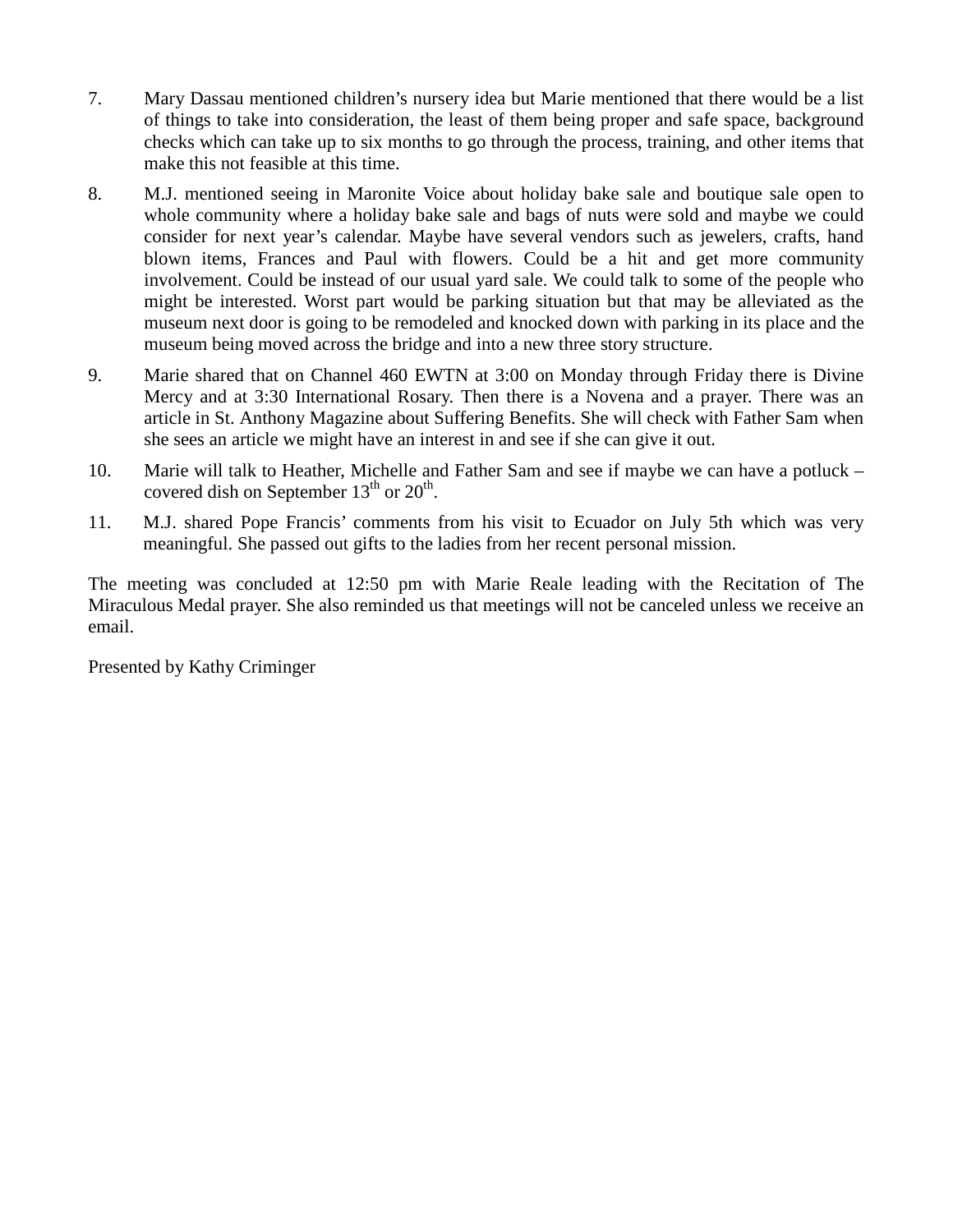7. Mary Dassau mentioned children's nursery idea but Marie mentioned that there would be a list of things to take into consideration, the least of them being proper and safe space, background checks which can take up to six months to go through the process, training, and other items that make this not feasible at this time.

8. M.J. mentioned seeing in Maronite Voice about holiday bake sale and boutique sale open to whole community where a holiday bake sale and bags of nuts were sold and maybe we could consider for next year's calendar. Maybe have several vendors such as jewelers, crafts, hand blown items, Frances and Paul with flowers. Could be a hit and get more community involvement. Could be instead of our usual yard sale. We could talk to some of the people who might be interested. Worst part would be parking situation but that may be alleviated as the museum next door is going to be remodeled and knocked down with parking in its place and the museum being moved across the bridge and into a new three story structure.

9. Marie shared that on Channel 460 EWTN at 3:00 on Monday through Friday there is Divine Mercy and at 3:30 International Rosary. Then there is a Novena and a prayer. There was an article in St. Anthony Magazine about Suffering Benefits. She will check with Father Sam when she sees an article we might have an interest in and see if she can give it out.

10. Marie will talk to Heather, Michelle and Father Sam and see if maybe we can have a potluck – covered dish on September 13th or 20th.

11. M.J. shared Pope Francis' comments from his visit to Ecuador on July 5th which was very meaningful. She passed out gifts to the ladies from her recent personal mission.

The meeting was concluded at 12:50 pm with Marie Reale leading with the Recitation of The Miraculous Medal prayer. She also reminded us that meetings will not be canceled unless we receive an email.

Presented by Kathy Criminger